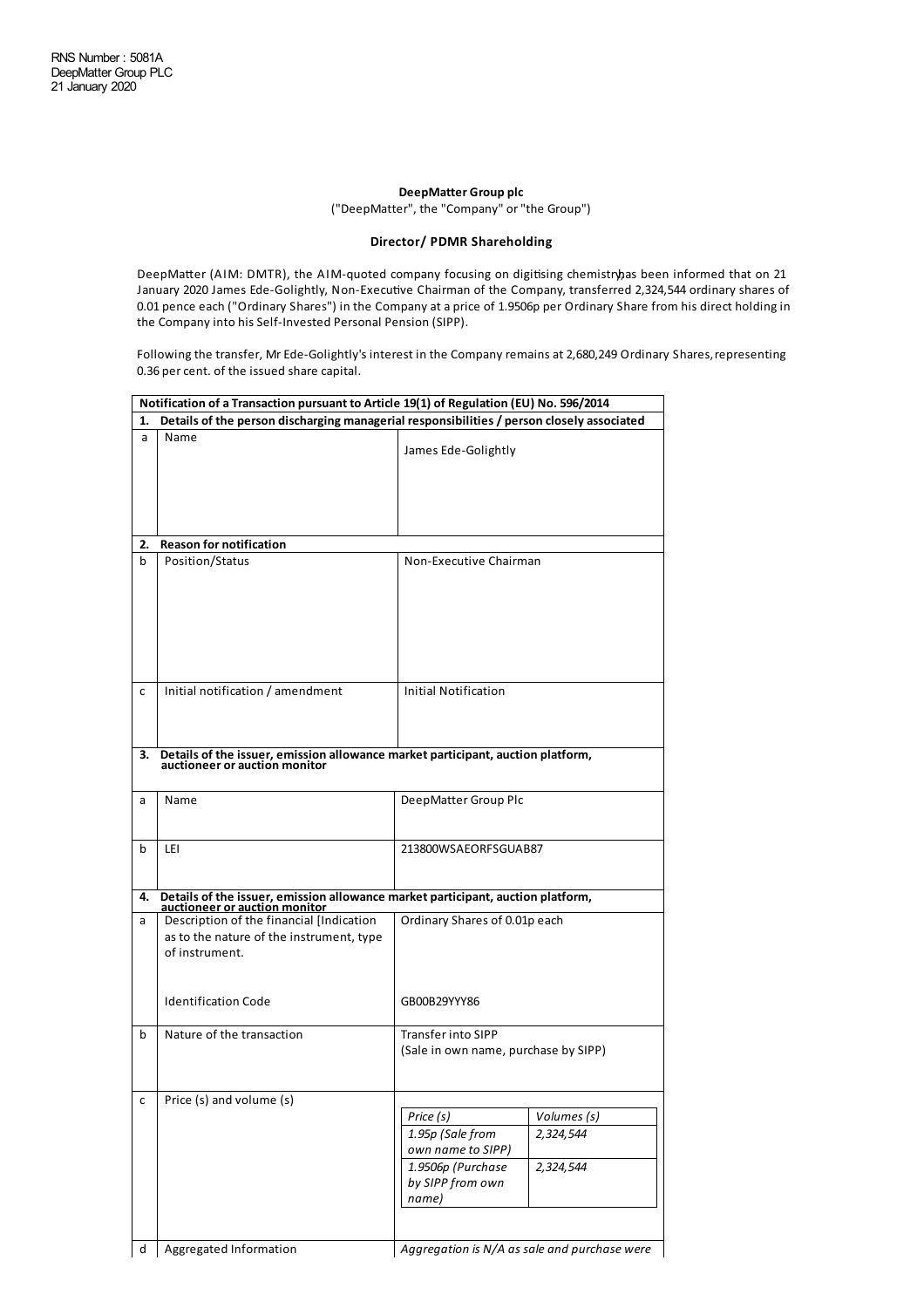RNS Number : 5081A
DeepMatter Group PLC
21 January 2020

**DeepMatter Group plc**

("DeepMatter", the "Company" or "the Group")

**Director/ PDMR Shareholding**

DeepMatter (AIM: DMTR), the AIM-quoted company focusing on digitising chemistry, has been informed that on 21 January 2020 James Ede-Golightly, Non-Executive Chairman of the Company, transferred 2,324,544 ordinary shares of 0.01 pence each ("Ordinary Shares") in the Company at a price of 1.9506p per Ordinary Share from his direct holding in the Company into his Self-Invested Personal Pension (SIPP).

Following the transfer, Mr Ede-Golightly's interest in the Company remains at 2,680,249 Ordinary Shares, representing 0.36 per cent. of the issued share capital.

| **Notification of a Transaction pursuant to Article 19(1) of Regulation (EU) No. 596/2014** | | |
|---|---|---|
| **1.** | **Details of the person discharging managerial responsibilities / person closely associated** | |
| a | Name | James Ede-Golightly |
| **2.** | **Reason for notification** | |
| b | Position/Status | Non-Executive Chairman |
| c | Initial notification / amendment | Initial Notification |
| **3.** | **Details of the issuer, emission allowance market participant, auction platform, auctioneer or auction monitor** | |
| a | Name | DeepMatter Group Plc |
| b | LEI | 213800WSAEORFSGUAB87 |
| **4.** | **Details of the issuer, emission allowance market participant, auction platform, auctioneer or auction monitor** | |
| a | Description of the financial [Indication as to the nature of the instrument, type of instrument.<br><br>Identification Code | Ordinary Shares of 0.01p each<br><br>GB00B29YYY86 |
| b | Nature of the transaction | Transfer into SIPP<br>(Sale in own name, purchase by SIPP) |
| c | Price (s) and volume (s) | *Price (s)*: *1.95p (Sale from own name to SIPP)* — *Volumes (s)*: *2,324,544*<br>*Price (s)*: *1.9506p (Purchase by SIPP from own name)* — *Volumes (s)*: *2,324,544* |
| d | Aggregated Information | *Aggregation is N/A as sale and purchase were* |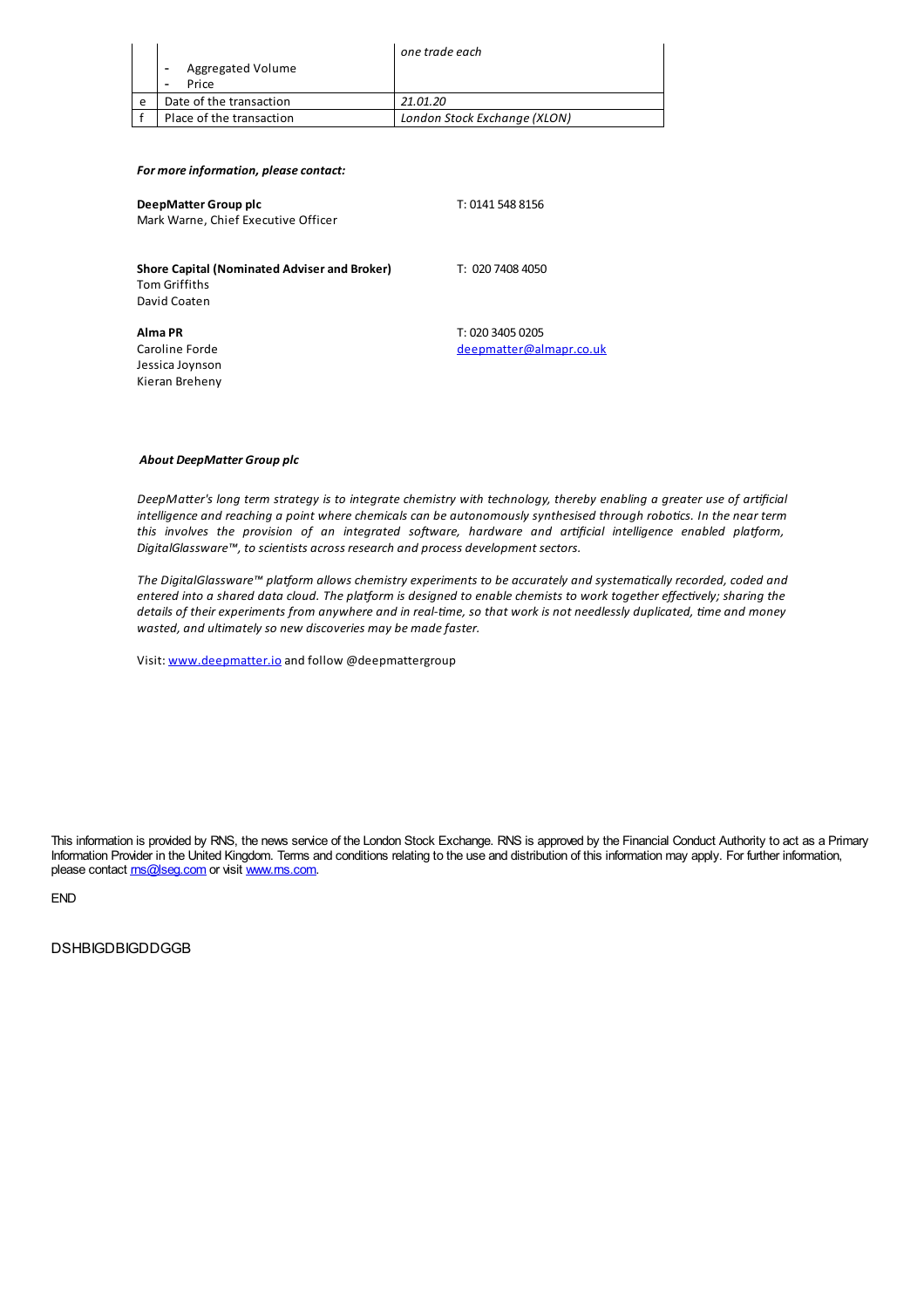| | | |
|---|---|---|
| | - Aggregated Volume<br>- Price | *one trade each* |
| e | Date of the transaction | *21.01.20* |
| f | Place of the transaction | *London Stock Exchange (XLON)* |

***For more information, please contact:***

**DeepMatter Group plc**
Mark Warne, Chief Executive Officer
T: 0141 548 8156

**Shore Capital (Nominated Adviser and Broker)**
Tom Griffiths
David Coaten
T: 020 7408 4050

**Alma PR**
Caroline Forde
Jessica Joynson
Kieran Breheny
T: 020 3405 0205
deepmatter@almapr.co.uk

***About DeepMatter Group plc***

*DeepMatter's long term strategy is to integrate chemistry with technology, thereby enabling a greater use of artificial intelligence and reaching a point where chemicals can be autonomously synthesised through robotics. In the near term this involves the provision of an integrated software, hardware and artificial intelligence enabled platform, DigitalGlassware™, to scientists across research and process development sectors.*

*The DigitalGlassware™ platform allows chemistry experiments to be accurately and systematically recorded, coded and entered into a shared data cloud. The platform is designed to enable chemists to work together effectively; sharing the details of their experiments from anywhere and in real-time, so that work is not needlessly duplicated, time and money wasted, and ultimately so new discoveries may be made faster.*

Visit: www.deepmatter.io and follow @deepmattergroup

This information is provided by RNS, the news service of the London Stock Exchange. RNS is approved by the Financial Conduct Authority to act as a Primary Information Provider in the United Kingdom. Terms and conditions relating to the use and distribution of this information may apply. For further information, please contact rns@lseg.com or visit www.rns.com.

END

DSHBIGDBIGDDGGB